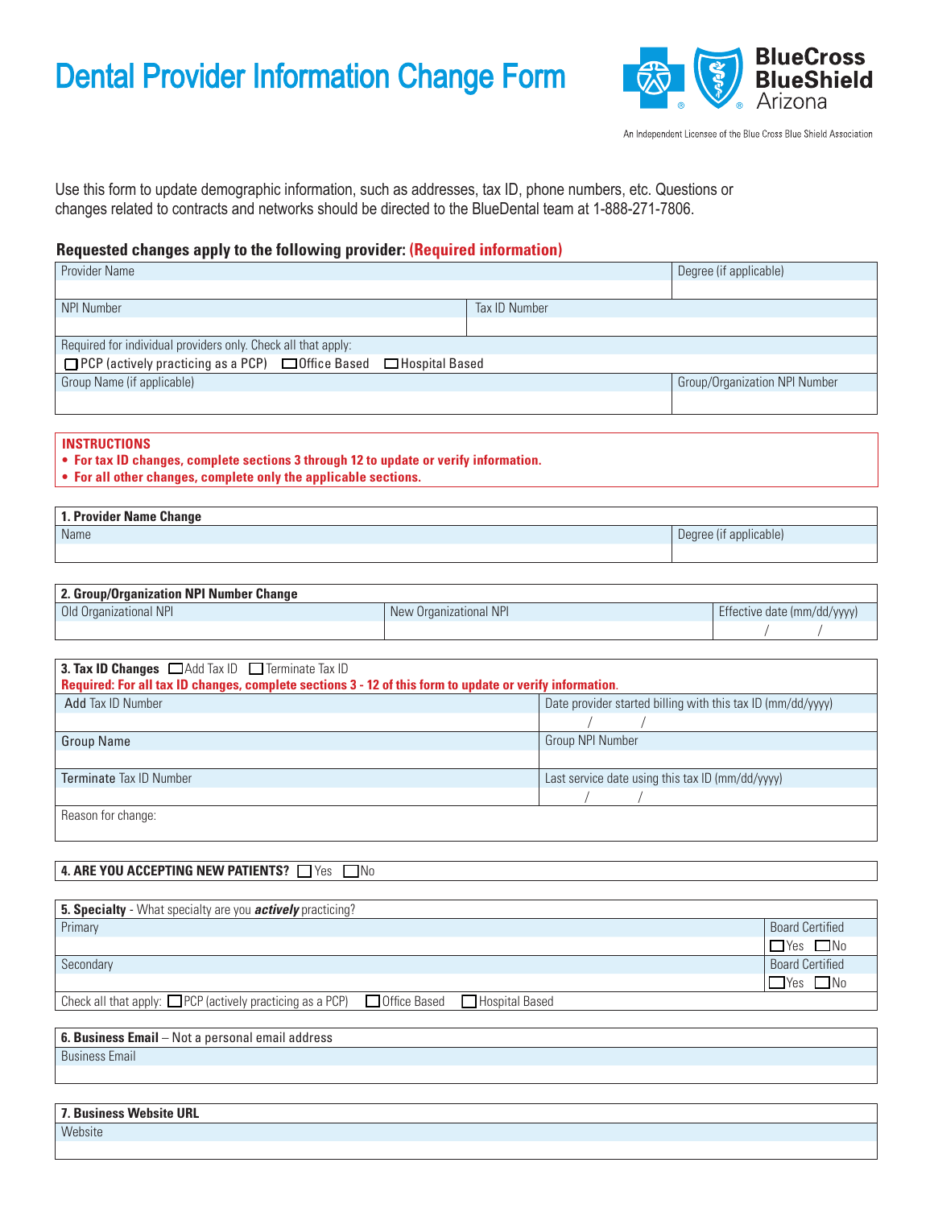# Dental Provider Information Change Form

BlueCross BlueShield Arizona

An Independent Licensee of the Blue Cross Blue Shield Association

Use this form to update demographic information, such as addresses, tax ID, phone numbers, etc. Questions or changes related to contracts and networks should be directed to the BlueDental team at 1-888-271-7806.

**Requested changes apply to the following provider: (Required information)**

| Provider Name | | Degree (if applicable) |
|---|---|---|
| | | |
| NPI Number | Tax ID Number | |
| | | |
| Required for individual providers only. Check all that apply: ☐ PCP (actively practicing as a PCP) ☐ Office Based ☐ Hospital Based | | |
| Group Name (if applicable) | | Group/Organization NPI Number |
| | | |

**INSTRUCTIONS**

- **For tax ID changes, complete sections 3 through 12 to update or verify information.**
- **For all other changes, complete only the applicable sections.**

| **1. Provider Name Change** | |
|---|---|
| Name | Degree (if applicable) |
| | |

| **2. Group/Organization NPI Number Change** | | |
|---|---|---|
| Old Organizational NPI | New Organizational NPI | Effective date (mm/dd/yyyy) |
| | | / / |

| **3. Tax ID Changes** ☐ Add Tax ID ☐ Terminate Tax ID<br>**Required: For all tax ID changes, complete sections 3 - 12 of this form to update or verify information.** | |
|---|---|
| Add Tax ID Number | Date provider started billing with this tax ID (mm/dd/yyyy) |
| | / / |
| Group Name | Group NPI Number |
| | |
| Terminate Tax ID Number | Last service date using this tax ID (mm/dd/yyyy) |
| | / / |
| Reason for change: | |

**4. ARE YOU ACCEPTING NEW PATIENTS?** ☐ Yes ☐ No

| **5. Specialty** - What specialty are you ***actively*** practicing? | |
|---|---|
| Primary | Board Certified |
| | ☐ Yes ☐ No |
| Secondary | Board Certified |
| | ☐ Yes ☐ No |
| Check all that apply: ☐ PCP (actively practicing as a PCP) ☐ Office Based ☐ Hospital Based | |

| **6. Business Email** – Not a personal email address |
|---|
| Business Email |
| |

| **7. Business Website URL** |
|---|
| Website |
| |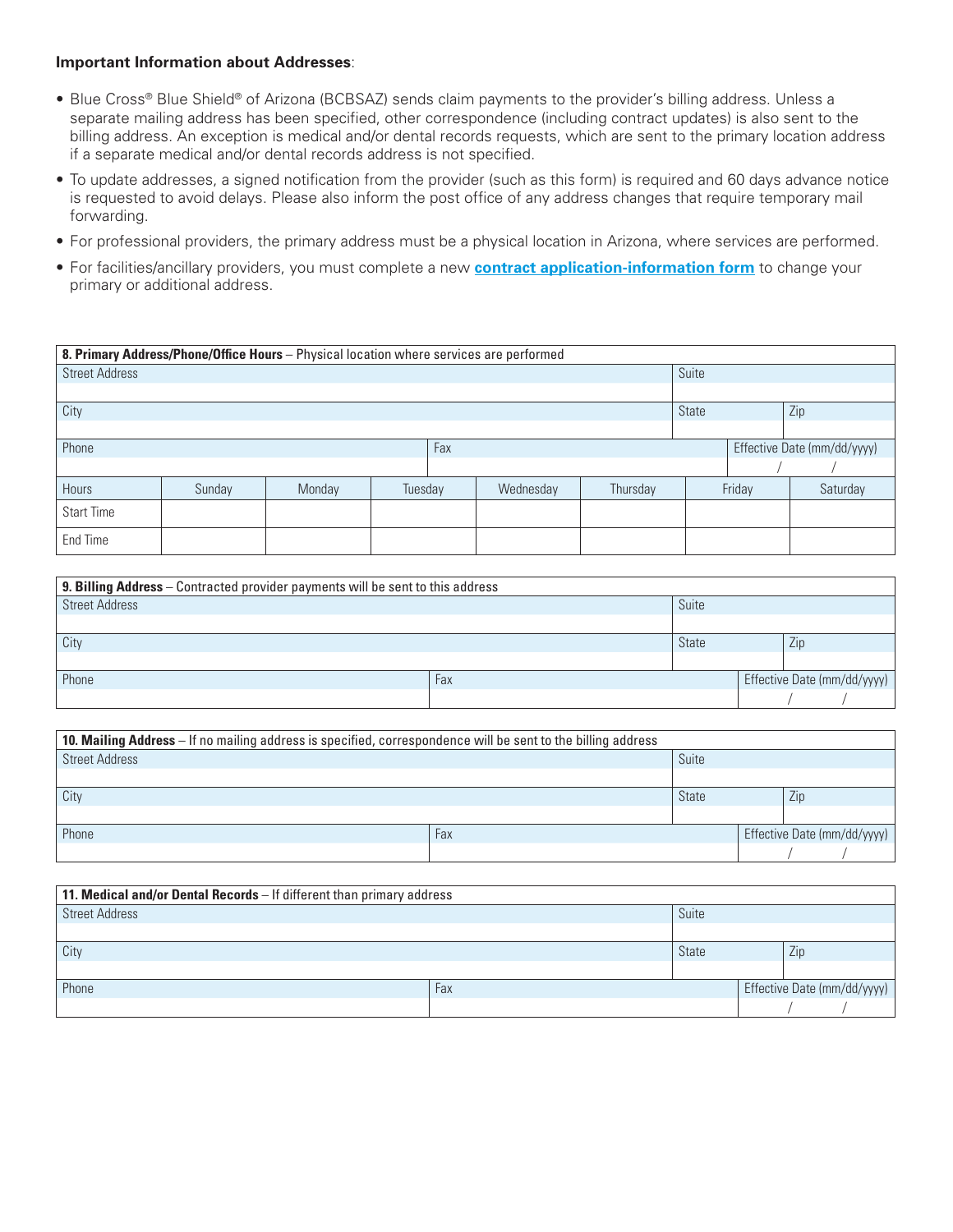**Important Information about Addresses**:

- Blue Cross® Blue Shield® of Arizona (BCBSAZ) sends claim payments to the provider's billing address. Unless a separate mailing address has been specified, other correspondence (including contract updates) is also sent to the billing address. An exception is medical and/or dental records requests, which are sent to the primary location address if a separate medical and/or dental records address is not specified.
- To update addresses, a signed notification from the provider (such as this form) is required and 60 days advance notice is requested to avoid delays. Please also inform the post office of any address changes that require temporary mail forwarding.
- For professional providers, the primary address must be a physical location in Arizona, where services are performed.
- For facilities/ancillary providers, you must complete a new **contract application-information form** to change your primary or additional address.

| **8. Primary Address/Phone/Office Hours** – Physical location where services are performed | | | | | | | |
|---|---|---|---|---|---|---|---|
| Street Address | | | | | | Suite | |
| City | | | | | | State | Zip |
| Phone | | | Fax | | | Effective Date (mm/dd/yyyy) / / | |
| Hours | Sunday | Monday | Tuesday | Wednesday | Thursday | Friday | Saturday |
| Start Time | | | | | | | |
| End Time | | | | | | | |

| **9. Billing Address** – Contracted provider payments will be sent to this address | | | |
|---|---|---|---|
| Street Address | | Suite | |
| City | | State | Zip |
| Phone | Fax | | Effective Date (mm/dd/yyyy) / / |

| **10. Mailing Address** – If no mailing address is specified, correspondence will be sent to the billing address | | | |
|---|---|---|---|
| Street Address | | Suite | |
| City | | State | Zip |
| Phone | Fax | | Effective Date (mm/dd/yyyy) / / |

| **11. Medical and/or Dental Records** – If different than primary address | | | |
|---|---|---|---|
| Street Address | | Suite | |
| City | | State | Zip |
| Phone | Fax | | Effective Date (mm/dd/yyyy) / / |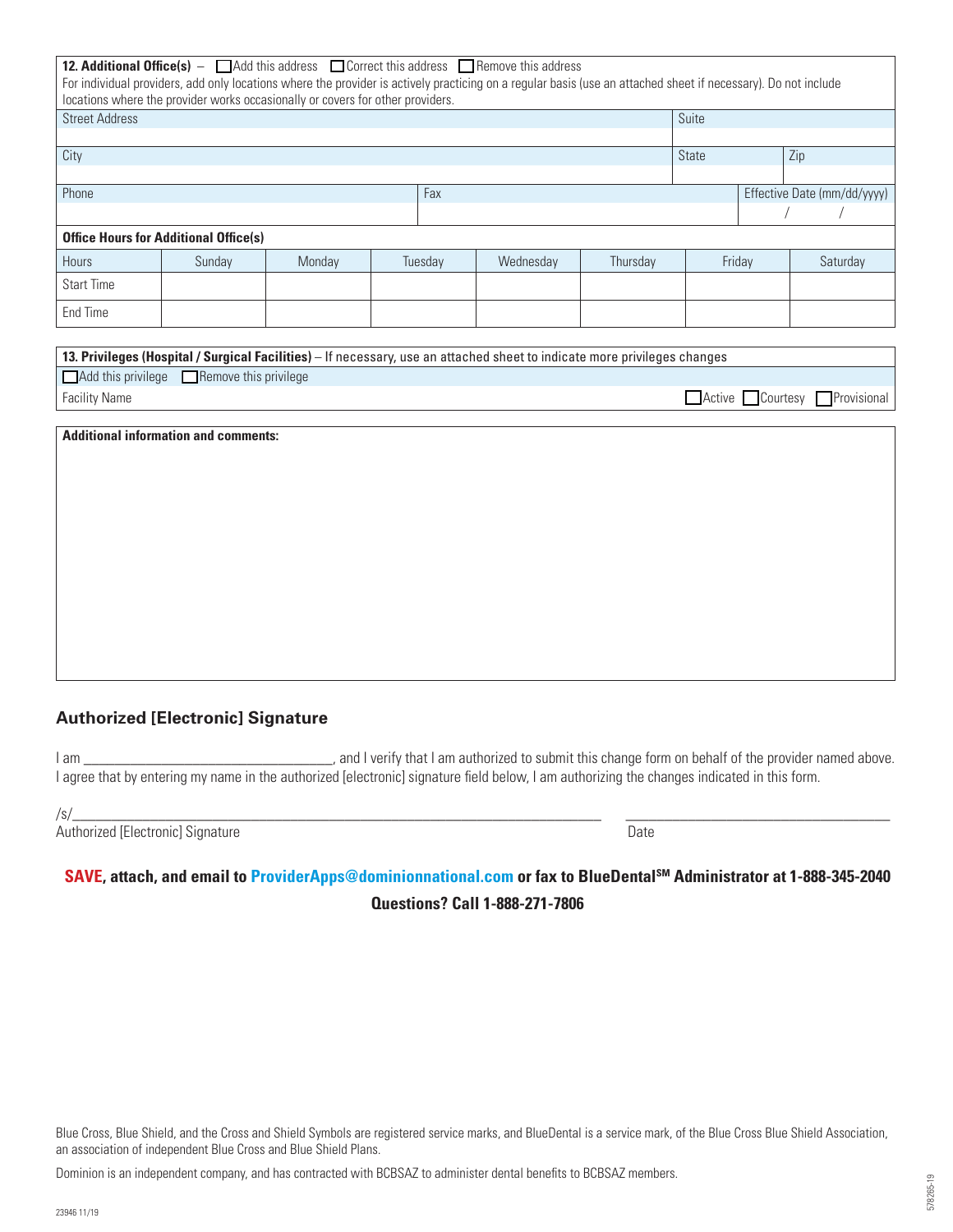**12. Additional Office(s)** – ☐ Add this address ☐ Correct this address ☐ Remove this address

For individual providers, add only locations where the provider is actively practicing on a regular basis (use an attached sheet if necessary). Do not include locations where the provider works occasionally or covers for other providers.

| | | | |
|---|---|---|---|
| Street Address | | Suite | |
| City | | State | Zip |
| Phone | Fax | | Effective Date (mm/dd/yyyy) / / |

**Office Hours for Additional Office(s)**

| Hours | Sunday | Monday | Tuesday | Wednesday | Thursday | Friday | Saturday |
|---|---|---|---|---|---|---|---|
| Start Time | | | | | | | |
| End Time | | | | | | | |

**13. Privileges (Hospital / Surgical Facilities)** – If necessary, use an attached sheet to indicate more privileges changes

☐ Add this privilege ☐ Remove this privilege

Facility Name ☐ Active ☐ Courtesy ☐ Provisional

**Additional information and comments:**

## Authorized [Electronic] Signature

I am \_\_\_\_\_\_\_\_\_\_\_\_\_\_\_\_\_\_\_\_\_\_\_\_\_\_\_\_\_\_\_\_\_\_, and I verify that I am authorized to submit this change form on behalf of the provider named above. I agree that by entering my name in the authorized [electronic] signature field below, I am authorizing the changes indicated in this form.

/s/\_\_\_\_\_\_\_\_\_\_\_\_\_\_\_\_\_\_\_\_\_\_\_\_\_\_\_\_\_\_\_\_\_\_\_\_\_\_\_\_ \_\_\_\_\_\_\_\_\_\_\_\_\_\_\_\_\_\_\_\_\_\_\_\_\_\_

Authorized [Electronic] Signature Date

**SAVE, attach, and email to ProviderApps@dominionnational.com or fax to BlueDental[SM] Administrator at 1-888-345-2040**

**Questions? Call 1-888-271-7806**

Blue Cross, Blue Shield, and the Cross and Shield Symbols are registered service marks, and BlueDental is a service mark, of the Blue Cross Blue Shield Association, an association of independent Blue Cross and Blue Shield Plans.

Dominion is an independent company, and has contracted with BCBSAZ to administer dental benefits to BCBSAZ members.

23946 11/19

578265-19